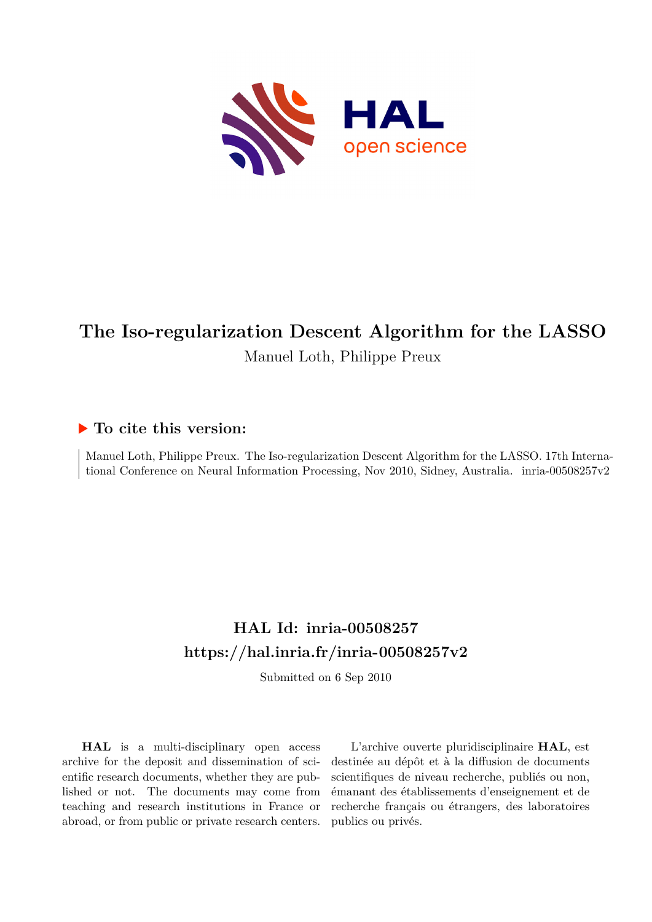# The Iso-regularization Descent Algorithm for the LASSO

Manuel Loth, Philippe Preux

## ▶ To cite this version:

Manuel Loth, Philippe Preux. The Iso-regularization Descent Algorithm for the LASSO. 17th International Conference on Neural Information Processing, Nov 2010, Sidney, Australia. inria-00508257v2

## HAL Id: inria-00508257

## https://hal.inria.fr/inria-00508257v2

Submitted on 6 Sep 2010

**HAL** is a multi-disciplinary open access archive for the deposit and dissemination of scientific research documents, whether they are published or not. The documents may come from teaching and research institutions in France or abroad, or from public or private research centers.

L'archive ouverte pluridisciplinaire **HAL**, est destinée au dépôt et à la diffusion de documents scientifiques de niveau recherche, publiés ou non, émanant des établissements d'enseignement et de recherche français ou étrangers, des laboratoires publics ou privés.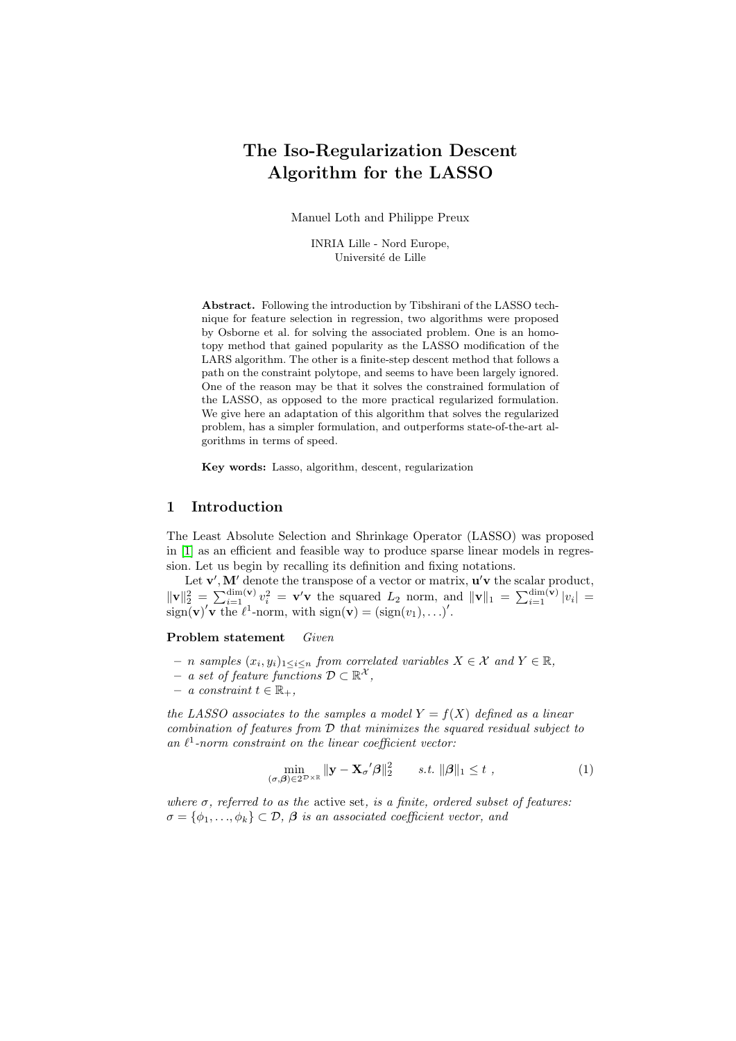# The Iso-Regularization Descent Algorithm for the LASSO

Manuel Loth and Philippe Preux

INRIA Lille - Nord Europe,
Université de Lille

**Abstract.** Following the introduction by Tibshirani of the LASSO technique for feature selection in regression, two algorithms were proposed by Osborne et al. for solving the associated problem. One is an homotopy method that gained popularity as the LASSO modification of the LARS algorithm. The other is a finite-step descent method that follows a path on the constraint polytope, and seems to have been largely ignored. One of the reason may be that it solves the constrained formulation of the LASSO, as opposed to the more practical regularized formulation. We give here an adaptation of this algorithm that solves the regularized problem, has a simpler formulation, and outperforms state-of-the-art algorithms in terms of speed.

**Key words:** Lasso, algorithm, descent, regularization

## 1 Introduction

The Least Absolute Selection and Shrinkage Operator (LASSO) was proposed in [1] as an efficient and feasible way to produce sparse linear models in regression. Let us begin by recalling its definition and fixing notations.

Let $\mathbf{v}', \mathbf{M}'$ denote the transpose of a vector or matrix, $\mathbf{u}'\mathbf{v}$ the scalar product, $\|\mathbf{v}\|_2^2 = \sum_{i=1}^{\dim(\mathbf{v})} v_i^2 = \mathbf{v}'\mathbf{v}$ the squared $L_2$ norm, and $\|\mathbf{v}\|_1 = \sum_{i=1}^{\dim(\mathbf{v})} |v_i| = \text{sign}(\mathbf{v})'\mathbf{v}$ the $\ell^1$-norm, with $\text{sign}(\mathbf{v}) = (\text{sign}(v_1), \ldots)'$.

**Problem statement** *Given*

- *$n$ samples $(x_i, y_i)_{1 \le i \le n}$ from correlated variables $X \in \mathcal{X}$ and $Y \in \mathbb{R}$,*
- *a set of feature functions $\mathcal{D} \subset \mathbb{R}^{\mathcal{X}}$,*
- *a constraint $t \in \mathbb{R}_+$,*

*the LASSO associates to the samples a model $Y = f(X)$ defined as a linear combination of features from $\mathcal{D}$ that minimizes the squared residual subject to an $\ell^1$-norm constraint on the linear coefficient vector:*

$$\min_{(\sigma, \boldsymbol{\beta}) \in 2^{\mathcal{D}} \times \mathbb{R}} \|\mathbf{y} - \mathbf{X}_\sigma{}'\boldsymbol{\beta}\|_2^2 \qquad s.t.\ \|\boldsymbol{\beta}\|_1 \le t\ , \tag{1}$$

*where $\sigma$, referred to as the* active set*, is a finite, ordered subset of features: $\sigma = \{\phi_1, \ldots, \phi_k\} \subset \mathcal{D}$, $\boldsymbol{\beta}$ is an associated coefficient vector, and*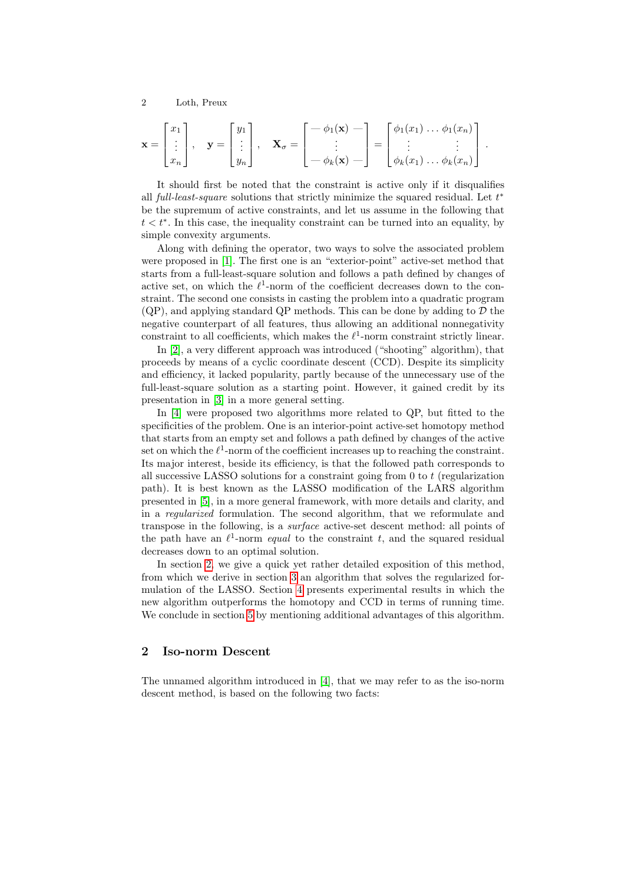$$\mathbf{x} = \begin{bmatrix} x_1 \\ \vdots \\ x_n \end{bmatrix}, \quad \mathbf{y} = \begin{bmatrix} y_1 \\ \vdots \\ y_n \end{bmatrix}, \quad \mathbf{X}_\sigma = \begin{bmatrix} \text{—}\ \phi_1(\mathbf{x})\ \text{—} \\ \vdots \\ \text{—}\ \phi_k(\mathbf{x})\ \text{—} \end{bmatrix} = \begin{bmatrix} \phi_1(x_1) \ldots \phi_1(x_n) \\ \vdots \qquad\qquad \vdots \\ \phi_k(x_1) \ldots \phi_k(x_n) \end{bmatrix}.$$

It should first be noted that the constraint is active only if it disqualifies all *full-least-square* solutions that strictly minimize the squared residual. Let $t^*$ be the supremum of active constraints, and let us assume in the following that $t < t^*$. In this case, the inequality constraint can be turned into an equality, by simple convexity arguments.

Along with defining the operator, two ways to solve the associated problem were proposed in [1]. The first one is an "exterior-point" active-set method that starts from a full-least-square solution and follows a path defined by changes of active set, on which the $\ell^1$-norm of the coefficient decreases down to the constraint. The second one consists in casting the problem into a quadratic program (QP), and applying standard QP methods. This can be done by adding to $\mathcal{D}$ the negative counterpart of all features, thus allowing an additional nonnegativity constraint to all coefficients, which makes the $\ell^1$-norm constraint strictly linear.

In [2], a very different approach was introduced ("shooting" algorithm), that proceeds by means of a cyclic coordinate descent (CCD). Despite its simplicity and efficiency, it lacked popularity, partly because of the unnecessary use of the full-least-square solution as a starting point. However, it gained credit by its presentation in [3] in a more general setting.

In [4] were proposed two algorithms more related to QP, but fitted to the specificities of the problem. One is an interior-point active-set homotopy method that starts from an empty set and follows a path defined by changes of the active set on which the $\ell^1$-norm of the coefficient increases up to reaching the constraint. Its major interest, beside its efficiency, is that the followed path corresponds to all successive LASSO solutions for a constraint going from 0 to $t$ (regularization path). It is best known as the LASSO modification of the LARS algorithm presented in [5], in a more general framework, with more details and clarity, and in a *regularized* formulation. The second algorithm, that we reformulate and transpose in the following, is a *surface* active-set descent method: all points of the path have an $\ell^1$-norm *equal* to the constraint $t$, and the squared residual decreases down to an optimal solution.

In section 2, we give a quick yet rather detailed exposition of this method, from which we derive in section 3 an algorithm that solves the regularized formulation of the LASSO. Section 4 presents experimental results in which the new algorithm outperforms the homotopy and CCD in terms of running time. We conclude in section 5 by mentioning additional advantages of this algorithm.

## 2 Iso-norm Descent

The unnamed algorithm introduced in [4], that we may refer to as the iso-norm descent method, is based on the following two facts: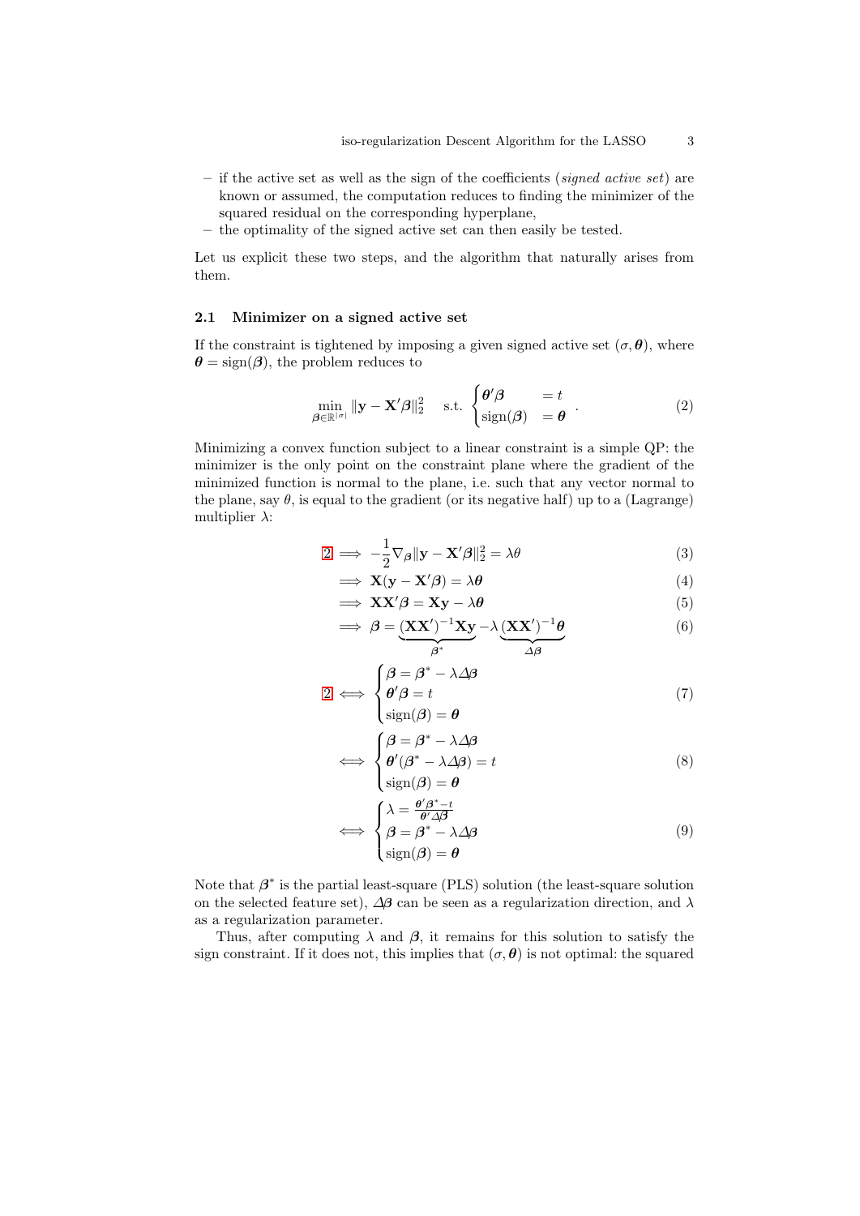– if the active set as well as the sign of the coefficients (*signed active set*) are known or assumed, the computation reduces to finding the minimizer of the squared residual on the corresponding hyperplane,
– the optimality of the signed active set can then easily be tested.

Let us explicit these two steps, and the algorithm that naturally arises from them.

### 2.1 Minimizer on a signed active set

If the constraint is tightened by imposing a given signed active set $(\sigma, \boldsymbol{\theta})$, where $\boldsymbol{\theta} = \text{sign}(\boldsymbol{\beta})$, the problem reduces to

$$\min_{\boldsymbol{\beta} \in \mathbb{R}^{|\sigma|}} \|\mathbf{y} - \mathbf{X}'\boldsymbol{\beta}\|_2^2 \quad \text{s.t.} \begin{cases} \boldsymbol{\theta}'\boldsymbol{\beta} & = t \\ \text{sign}(\boldsymbol{\beta}) & = \boldsymbol{\theta} \end{cases} . \tag{2}$$

Minimizing a convex function subject to a linear constraint is a simple QP: the minimizer is the only point on the constraint plane where the gradient of the minimized function is normal to the plane, i.e. such that any vector normal to the plane, say $\theta$, is equal to the gradient (or its negative half) up to a (Lagrange) multiplier $\lambda$:

$$2 \implies -\frac{1}{2}\nabla_{\boldsymbol{\beta}}\|\mathbf{y} - \mathbf{X}'\boldsymbol{\beta}\|_2^2 = \lambda\theta \tag{3}$$

$$\implies \mathbf{X}(\mathbf{y} - \mathbf{X}'\boldsymbol{\beta}) = \lambda\boldsymbol{\theta} \tag{4}$$

$$\implies \mathbf{X}\mathbf{X}'\boldsymbol{\beta} = \mathbf{X}\mathbf{y} - \lambda\boldsymbol{\theta} \tag{5}$$

$$\implies \boldsymbol{\beta} = \underbrace{(\mathbf{X}\mathbf{X}')^{-1}\mathbf{X}\mathbf{y}}_{\boldsymbol{\beta}^*} - \lambda \underbrace{(\mathbf{X}\mathbf{X}')^{-1}\boldsymbol{\theta}}_{\Delta\boldsymbol{\beta}} \tag{6}$$

$$2 \iff \begin{cases} \boldsymbol{\beta} = \boldsymbol{\beta}^* - \lambda\Delta\boldsymbol{\beta} \\ \boldsymbol{\theta}'\boldsymbol{\beta} = t \\ \text{sign}(\boldsymbol{\beta}) = \boldsymbol{\theta} \end{cases} \tag{7}$$

$$\iff \begin{cases} \boldsymbol{\beta} = \boldsymbol{\beta}^* - \lambda\Delta\boldsymbol{\beta} \\ \boldsymbol{\theta}'(\boldsymbol{\beta}^* - \lambda\Delta\boldsymbol{\beta}) = t \\ \text{sign}(\boldsymbol{\beta}) = \boldsymbol{\theta} \end{cases} \tag{8}$$

$$\iff \begin{cases} \lambda = \frac{\boldsymbol{\theta}'\boldsymbol{\beta}^* - t}{\boldsymbol{\theta}'\Delta\boldsymbol{\beta}} \\ \boldsymbol{\beta} = \boldsymbol{\beta}^* - \lambda\Delta\boldsymbol{\beta} \\ \text{sign}(\boldsymbol{\beta}) = \boldsymbol{\theta} \end{cases} \tag{9}$$

Note that $\boldsymbol{\beta}^*$ is the partial least-square (PLS) solution (the least-square solution on the selected feature set), $\Delta\boldsymbol{\beta}$ can be seen as a regularization direction, and $\lambda$ as a regularization parameter.

Thus, after computing $\lambda$ and $\boldsymbol{\beta}$, it remains for this solution to satisfy the sign constraint. If it does not, this implies that $(\sigma, \boldsymbol{\theta})$ is not optimal: the squared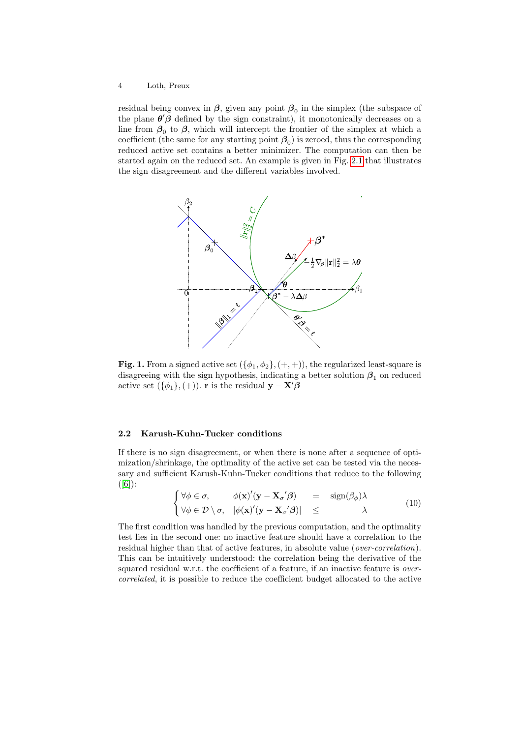residual being convex in $\boldsymbol{\beta}$, given any point $\boldsymbol{\beta}_0$ in the simplex (the subspace of the plane $\boldsymbol{\theta}'\boldsymbol{\beta}$ defined by the sign constraint), it monotonically decreases on a line from $\boldsymbol{\beta}_0$ to $\boldsymbol{\beta}$, which will intercept the frontier of the simplex at which a coefficient (the same for any starting point $\boldsymbol{\beta}_0$) is zeroed, thus the corresponding reduced active set contains a better minimizer. The computation can then be started again on the reduced set. An example is given in Fig. 2.1 that illustrates the sign disagreement and the different variables involved.

**Fig. 1.** From a signed active set $(\{\phi_1, \phi_2\}, (+,+))$, the regularized least-square is disagreeing with the sign hypothesis, indicating a better solution $\boldsymbol{\beta}_1$ on reduced active set $(\{\phi_1\}, (+))$. $\mathbf{r}$ is the residual $\mathbf{y} - \mathbf{X}'\boldsymbol{\beta}$

### 2.2 Karush-Kuhn-Tucker conditions

If there is no sign disagreement, or when there is none after a sequence of optimization/shrinkage, the optimality of the active set can be tested via the necessary and sufficient Karush-Kuhn-Tucker conditions that reduce to the following ([6]):

$$
\begin{cases} \forall \phi \in \sigma, & \phi(\mathbf{x})'(\mathbf{y} - \mathbf{X}_\sigma{}'\boldsymbol{\beta}) \quad = \quad \mathrm{sign}(\beta_\phi)\lambda \\ \forall \phi \in \mathcal{D} \setminus \sigma, & |\phi(\mathbf{x})'(\mathbf{y} - \mathbf{X}_\sigma{}'\boldsymbol{\beta})| \quad \leq \quad \lambda \end{cases} \tag{10}
$$

The first condition was handled by the previous computation, and the optimality test lies in the second one: no inactive feature should have a correlation to the residual higher than that of active features, in absolute value (*over-correlation*). This can be intuitively understood: the correlation being the derivative of the squared residual w.r.t. the coefficient of a feature, if an inactive feature is *over-correlated*, it is possible to reduce the coefficient budget allocated to the active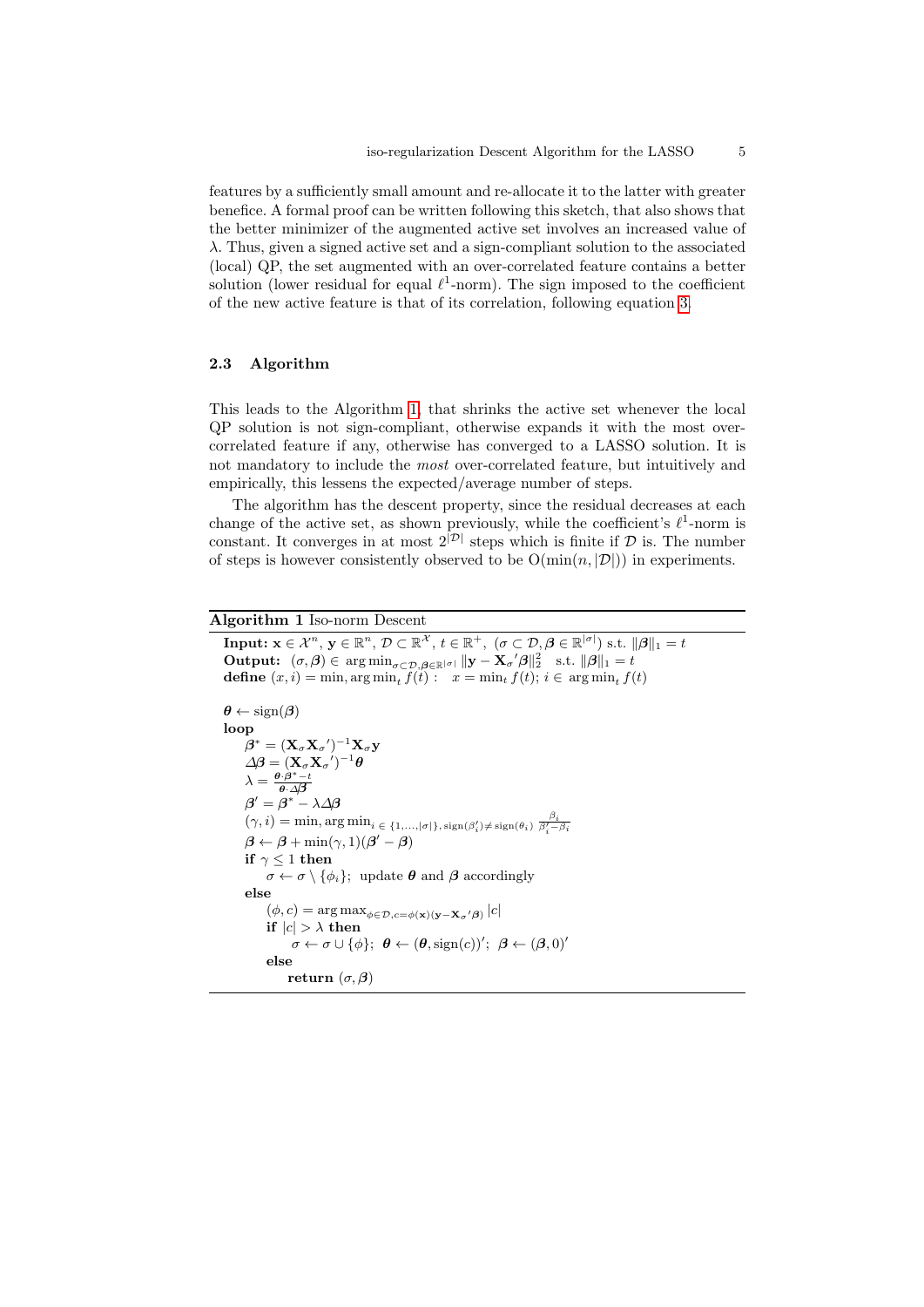features by a sufficiently small amount and re-allocate it to the latter with greater benefice. A formal proof can be written following this sketch, that also shows that the better minimizer of the augmented active set involves an increased value of $\lambda$. Thus, given a signed active set and a sign-compliant solution to the associated (local) QP, the set augmented with an over-correlated feature contains a better solution (lower residual for equal $\ell^1$-norm). The sign imposed to the coefficient of the new active feature is that of its correlation, following equation 3.

### 2.3 Algorithm

This leads to the Algorithm 1, that shrinks the active set whenever the local QP solution is not sign-compliant, otherwise expands it with the most over-correlated feature if any, otherwise has converged to a LASSO solution. It is not mandatory to include the *most* over-correlated feature, but intuitively and empirically, this lessens the expected/average number of steps.

The algorithm has the descent property, since the residual decreases at each change of the active set, as shown previously, while the coefficient's $\ell^1$-norm is constant. It converges in at most $2^{|\mathcal{D}|}$ steps which is finite if $\mathcal{D}$ is. The number of steps is however consistently observed to be $\mathrm{O}(\min(n, |\mathcal{D}|))$ in experiments.

**Algorithm 1** Iso-norm Descent

**Input:** $\mathbf{x} \in \mathcal{X}^n$, $\mathbf{y} \in \mathbb{R}^n$, $\mathcal{D} \subset \mathbb{R}^{\mathcal{X}}$, $t \in \mathbb{R}^+$, $(\sigma \subset \mathcal{D}, \boldsymbol{\beta} \in \mathbb{R}^{|\sigma|})$ s.t. $\|\boldsymbol{\beta}\|_1 = t$
**Output:** $(\sigma, \boldsymbol{\beta}) \in \arg\min_{\sigma \subset \mathcal{D}, \boldsymbol{\beta} \in \mathbb{R}^{|\sigma|}} \|\mathbf{y} - \mathbf{X}_\sigma{}'\boldsymbol{\beta}\|_2^2$ s.t. $\|\boldsymbol{\beta}\|_1 = t$
**define** $(x, i) = \min, \arg\min_t f(t)$ : $x = \min_t f(t)$; $i \in \arg\min_t f(t)$

$\boldsymbol{\theta} \leftarrow \mathrm{sign}(\boldsymbol{\beta})$
**loop**
- $\boldsymbol{\beta}^* = (\mathbf{X}_\sigma \mathbf{X}_\sigma{}')^{-1} \mathbf{X}_\sigma \mathbf{y}$
- $\Delta\boldsymbol{\beta} = (\mathbf{X}_\sigma \mathbf{X}_\sigma{}')^{-1} \boldsymbol{\theta}$
- $\lambda = \frac{\boldsymbol{\theta} \cdot \boldsymbol{\beta}^* - t}{\boldsymbol{\theta} \cdot \Delta\boldsymbol{\beta}}$
- $\boldsymbol{\beta}' = \boldsymbol{\beta}^* - \lambda \Delta\boldsymbol{\beta}$
- $(\gamma, i) = \min, \arg\min_{i \in \{1,\ldots,|\sigma|\}, \mathrm{sign}(\beta'_i) \neq \mathrm{sign}(\theta_i)} \frac{\beta_i}{\beta'_i - \beta_i}$
- $\boldsymbol{\beta} \leftarrow \boldsymbol{\beta} + \min(\gamma, 1)(\boldsymbol{\beta}' - \boldsymbol{\beta})$
- **if** $\gamma \leq 1$ **then**
  - $\sigma \leftarrow \sigma \setminus \{\phi_i\}$; update $\boldsymbol{\theta}$ and $\boldsymbol{\beta}$ accordingly
- **else**
  - $(\phi, c) = \arg\max_{\phi \in \mathcal{D}, c = \phi(\mathbf{x})(\mathbf{y} - \mathbf{X}_\sigma{}'\boldsymbol{\beta})} |c|$
  - **if** $|c| > \lambda$ **then**
    - $\sigma \leftarrow \sigma \cup \{\phi\}$; $\boldsymbol{\theta} \leftarrow (\boldsymbol{\theta}, \mathrm{sign}(c))'$; $\boldsymbol{\beta} \leftarrow (\boldsymbol{\beta}, 0)'$
  - **else**
    - **return** $(\sigma, \boldsymbol{\beta})$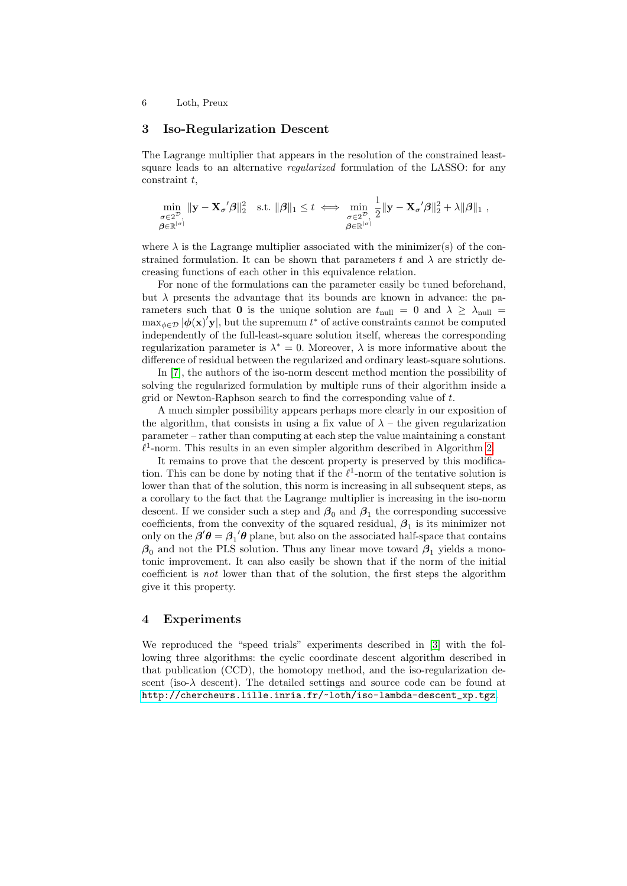## 3 Iso-Regularization Descent

The Lagrange multiplier that appears in the resolution of the constrained least-square leads to an alternative *regularized* formulation of the LASSO: for any constraint $t$,

$$\min_{\substack{\sigma \in 2^{\mathcal{D}},\\ \boldsymbol{\beta} \in \mathbb{R}^{|\sigma|}}} \|\mathbf{y} - \mathbf{X}_\sigma{}'\boldsymbol{\beta}\|_2^2 \quad \text{s.t. } \|\boldsymbol{\beta}\|_1 \leq t \iff \min_{\substack{\sigma \in 2^{\mathcal{D}},\\ \boldsymbol{\beta} \in \mathbb{R}^{|\sigma|}}} \frac{1}{2}\|\mathbf{y} - \mathbf{X}_\sigma{}'\boldsymbol{\beta}\|_2^2 + \lambda \|\boldsymbol{\beta}\|_1 \ ,$$

where $\lambda$ is the Lagrange multiplier associated with the minimizer(s) of the constrained formulation. It can be shown that parameters $t$ and $\lambda$ are strictly decreasing functions of each other in this equivalence relation.

For none of the formulations can the parameter easily be tuned beforehand, but $\lambda$ presents the advantage that its bounds are known in advance: the parameters such that $\mathbf{0}$ is the unique solution are $t_{\text{null}} = 0$ and $\lambda \geq \lambda_{\text{null}} = \max_{\phi \in \mathcal{D}} |\boldsymbol{\phi}(\mathbf{x})'\mathbf{y}|$, but the supremum $t^*$ of active constraints cannot be computed independently of the full-least-square solution itself, whereas the corresponding regularization parameter is $\lambda^* = 0$. Moreover, $\lambda$ is more informative about the difference of residual between the regularized and ordinary least-square solutions.

In [7], the authors of the iso-norm descent method mention the possibility of solving the regularized formulation by multiple runs of their algorithm inside a grid or Newton-Raphson search to find the corresponding value of $t$.

A much simpler possibility appears perhaps more clearly in our exposition of the algorithm, that consists in using a fix value of $\lambda$ – the given regularization parameter – rather than computing at each step the value maintaining a constant $\ell^1$-norm. This results in an even simpler algorithm described in Algorithm 2.

It remains to prove that the descent property is preserved by this modification. This can be done by noting that if the $\ell^1$-norm of the tentative solution is lower than that of the solution, this norm is increasing in all subsequent steps, as a corollary to the fact that the Lagrange multiplier is increasing in the iso-norm descent. If we consider such a step and $\boldsymbol{\beta}_0$ and $\boldsymbol{\beta}_1$ the corresponding successive coefficients, from the convexity of the squared residual, $\boldsymbol{\beta}_1$ is its minimizer not only on the $\boldsymbol{\beta}'\boldsymbol{\theta} = \boldsymbol{\beta}_1{}'\boldsymbol{\theta}$ plane, but also on the associated half-space that contains $\boldsymbol{\beta}_0$ and not the PLS solution. Thus any linear move toward $\boldsymbol{\beta}_1$ yields a monotonic improvement. It can also easily be shown that if the norm of the initial coefficient is *not* lower than that of the solution, the first steps the algorithm give it this property.

## 4 Experiments

We reproduced the "speed trials" experiments described in [3] with the following three algorithms: the cyclic coordinate descent algorithm described in that publication (CCD), the homotopy method, and the iso-regularization descent (iso-$\lambda$ descent). The detailed settings and source code can be found at http://chercheurs.lille.inria.fr/~loth/iso-lambda-descent_xp.tgz.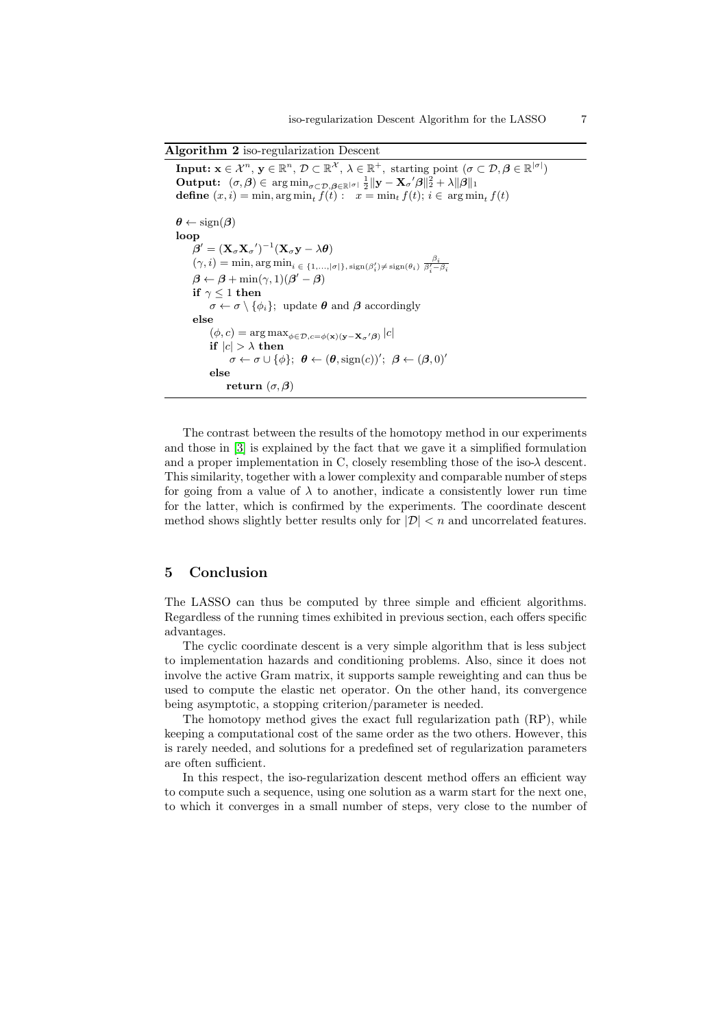**Algorithm 2** iso-regularization Descent

```
Input: x ∈ 𝒳^n, y ∈ ℝ^n, 𝒟 ⊂ ℝ^𝒳, λ ∈ ℝ^+, starting point (σ ⊂ 𝒟, β ∈ ℝ^{|σ|})
Output: (σ, β) ∈ argmin_{σ⊂𝒟, β∈ℝ^{|σ|}} ½‖y − X_σ'β‖₂² + λ‖β‖₁
define (x, i) = min, argmin_t f(t) :   x = min_t f(t); i ∈ argmin_t f(t)

θ ← sign(β)
loop
    β' = (X_σ X_σ')^{-1}(X_σ y − λθ)
    (γ, i) = min, argmin_{i ∈ {1,...,|σ|}, sign(β'_i) ≠ sign(θ_i)} β_i / (β'_i − β_i)
    β ← β + min(γ, 1)(β' − β)
    if γ ≤ 1 then
        σ ← σ \ {φ_i};  update θ and β accordingly
    else
        (φ, c) = argmax_{φ∈𝒟, c=φ(x)(y−X_σ'β)} |c|
        if |c| > λ then
            σ ← σ ∪ {φ};  θ ← (θ, sign(c))';  β ← (β, 0)'
        else
            return (σ, β)
```

The contrast between the results of the homotopy method in our experiments and those in [3] is explained by the fact that we gave it a simplified formulation and a proper implementation in C, closely resembling those of the iso-$\lambda$ descent. This similarity, together with a lower complexity and comparable number of steps for going from a value of $\lambda$ to another, indicate a consistently lower run time for the latter, which is confirmed by the experiments. The coordinate descent method shows slightly better results only for $|\mathcal{D}| < n$ and uncorrelated features.

## 5 Conclusion

The LASSO can thus be computed by three simple and efficient algorithms. Regardless of the running times exhibited in previous section, each offers specific advantages.

The cyclic coordinate descent is a very simple algorithm that is less subject to implementation hazards and conditioning problems. Also, since it does not involve the active Gram matrix, it supports sample reweighting and can thus be used to compute the elastic net operator. On the other hand, its convergence being asymptotic, a stopping criterion/parameter is needed.

The homotopy method gives the exact full regularization path (RP), while keeping a computational cost of the same order as the two others. However, this is rarely needed, and solutions for a predefined set of regularization parameters are often sufficient.

In this respect, the iso-regularization descent method offers an efficient way to compute such a sequence, using one solution as a warm start for the next one, to which it converges in a small number of steps, very close to the number of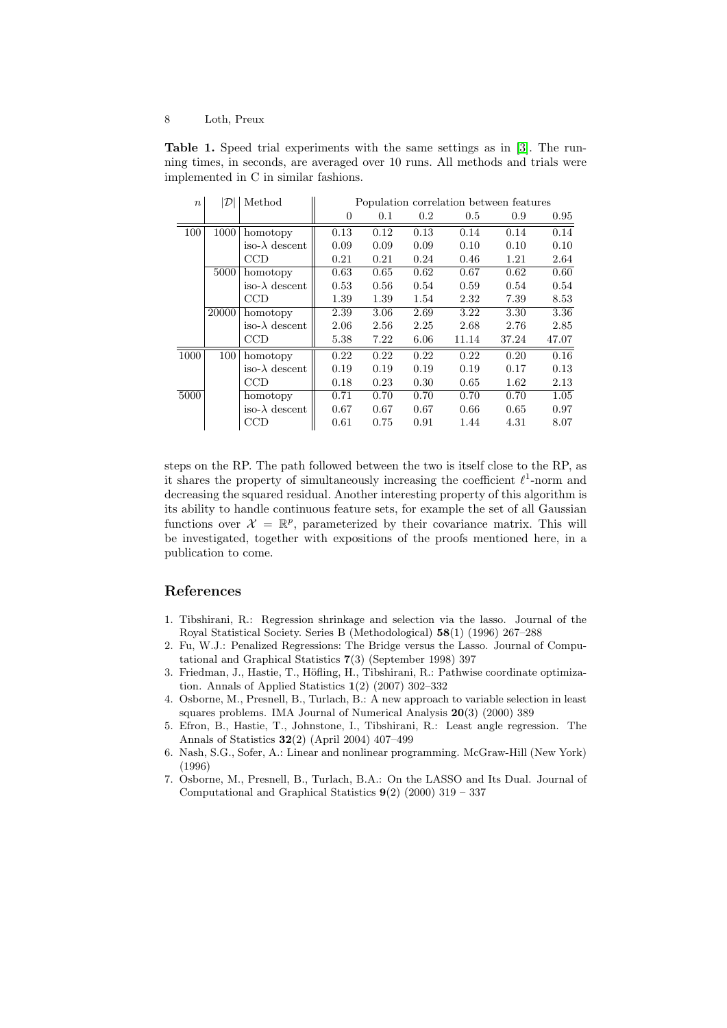**Table 1.** Speed trial experiments with the same settings as in [3]. The running times, in seconds, are averaged over 10 runs. All methods and trials were implemented in C in similar fashions.

| $n$ | $\vert\mathcal{D}\vert$ | Method | Population correlation between features | | | | | |
|---|---|---|---|---|---|---|---|---|
| | | | 0 | 0.1 | 0.2 | 0.5 | 0.9 | 0.95 |
| 100 | 1000 | homotopy | 0.13 | 0.12 | 0.13 | 0.14 | 0.14 | 0.14 |
| | | iso-$\lambda$ descent | 0.09 | 0.09 | 0.09 | 0.10 | 0.10 | 0.10 |
| | | CCD | 0.21 | 0.21 | 0.24 | 0.46 | 1.21 | 2.64 |
| | 5000 | homotopy | 0.63 | 0.65 | 0.62 | 0.67 | 0.62 | 0.60 |
| | | iso-$\lambda$ descent | 0.53 | 0.56 | 0.54 | 0.59 | 0.54 | 0.54 |
| | | CCD | 1.39 | 1.39 | 1.54 | 2.32 | 7.39 | 8.53 |
| | 20000 | homotopy | 2.39 | 3.06 | 2.69 | 3.22 | 3.30 | 3.36 |
| | | iso-$\lambda$ descent | 2.06 | 2.56 | 2.25 | 2.68 | 2.76 | 2.85 |
| | | CCD | 5.38 | 7.22 | 6.06 | 11.14 | 37.24 | 47.07 |
| 1000 | 100 | homotopy | 0.22 | 0.22 | 0.22 | 0.22 | 0.20 | 0.16 |
| | | iso-$\lambda$ descent | 0.19 | 0.19 | 0.19 | 0.19 | 0.17 | 0.13 |
| | | CCD | 0.18 | 0.23 | 0.30 | 0.65 | 1.62 | 2.13 |
| 5000 | | homotopy | 0.71 | 0.70 | 0.70 | 0.70 | 0.70 | 1.05 |
| | | iso-$\lambda$ descent | 0.67 | 0.67 | 0.67 | 0.66 | 0.65 | 0.97 |
| | | CCD | 0.61 | 0.75 | 0.91 | 1.44 | 4.31 | 8.07 |

steps on the RP. The path followed between the two is itself close to the RP, as it shares the property of simultaneously increasing the coefficient $\ell^1$-norm and decreasing the squared residual. Another interesting property of this algorithm is its ability to handle continuous feature sets, for example the set of all Gaussian functions over $\mathcal{X} = \mathbb{R}^p$, parameterized by their covariance matrix. This will be investigated, together with expositions of the proofs mentioned here, in a publication to come.

## References

1. Tibshirani, R.: Regression shrinkage and selection via the lasso. Journal of the Royal Statistical Society. Series B (Methodological) **58**(1) (1996) 267–288
2. Fu, W.J.: Penalized Regressions: The Bridge versus the Lasso. Journal of Computational and Graphical Statistics **7**(3) (September 1998) 397
3. Friedman, J., Hastie, T., Höfling, H., Tibshirani, R.: Pathwise coordinate optimization. Annals of Applied Statistics **1**(2) (2007) 302–332
4. Osborne, M., Presnell, B., Turlach, B.: A new approach to variable selection in least squares problems. IMA Journal of Numerical Analysis **20**(3) (2000) 389
5. Efron, B., Hastie, T., Johnstone, I., Tibshirani, R.: Least angle regression. The Annals of Statistics **32**(2) (April 2004) 407–499
6. Nash, S.G., Sofer, A.: Linear and nonlinear programming. McGraw-Hill (New York) (1996)
7. Osborne, M., Presnell, B., Turlach, B.A.: On the LASSO and Its Dual. Journal of Computational and Graphical Statistics **9**(2) (2000) 319 – 337